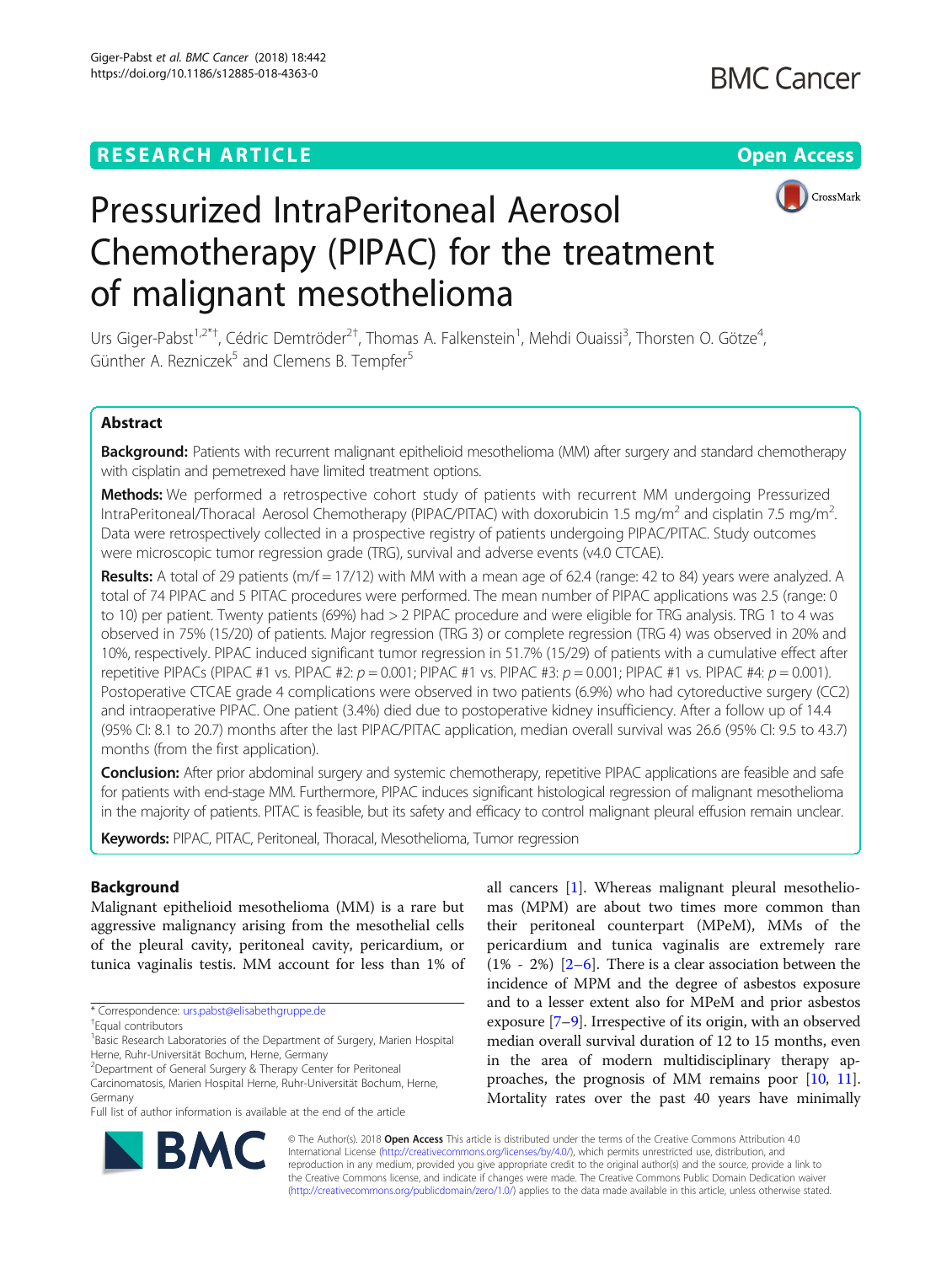**RESEARCH ARTICLE** **Open Access**

# Pressurized IntraPeritoneal Aerosol Chemotherapy (PIPAC) for the treatment of malignant mesothelioma

Urs Giger-Pabst[1,2*†], Cédric Demtröder[2†], Thomas A. Falkenstein[1], Mehdi Ouaissi[3], Thorsten O. Götze[4], Günther A. Rezniczek[5] and Clemens B. Tempfer[5]

## Abstract

**Background:** Patients with recurrent malignant epithelioid mesothelioma (MM) after surgery and standard chemotherapy with cisplatin and pemetrexed have limited treatment options.

**Methods:** We performed a retrospective cohort study of patients with recurrent MM undergoing Pressurized IntraPeritoneal/Thoracal Aerosol Chemotherapy (PIPAC/PITAC) with doxorubicin 1.5 mg/m$^2$ and cisplatin 7.5 mg/m$^2$. Data were retrospectively collected in a prospective registry of patients undergoing PIPAC/PITAC. Study outcomes were microscopic tumor regression grade (TRG), survival and adverse events (v4.0 CTCAE).

**Results:** A total of 29 patients (m/f = 17/12) with MM with a mean age of 62.4 (range: 42 to 84) years were analyzed. A total of 74 PIPAC and 5 PITAC procedures were performed. The mean number of PIPAC applications was 2.5 (range: 0 to 10) per patient. Twenty patients (69%) had > 2 PIPAC procedure and were eligible for TRG analysis. TRG 1 to 4 was observed in 75% (15/20) of patients. Major regression (TRG 3) or complete regression (TRG 4) was observed in 20% and 10%, respectively. PIPAC induced significant tumor regression in 51.7% (15/29) of patients with a cumulative effect after repetitive PIPACs (PIPAC #1 vs. PIPAC #2: $p = 0.001$; PIPAC #1 vs. PIPAC #3: $p = 0.001$; PIPAC #1 vs. PIPAC #4: $p = 0.001$). Postoperative CTCAE grade 4 complications were observed in two patients (6.9%) who had cytoreductive surgery (CC2) and intraoperative PIPAC. One patient (3.4%) died due to postoperative kidney insufficiency. After a follow up of 14.4 (95% CI: 8.1 to 20.7) months after the last PIPAC/PITAC application, median overall survival was 26.6 (95% CI: 9.5 to 43.7) months (from the first application).

**Conclusion:** After prior abdominal surgery and systemic chemotherapy, repetitive PIPAC applications are feasible and safe for patients with end-stage MM. Furthermore, PIPAC induces significant histological regression of malignant mesothelioma in the majority of patients. PITAC is feasible, but its safety and efficacy to control malignant pleural effusion remain unclear.

**Keywords:** PIPAC, PITAC, Peritoneal, Thoracal, Mesothelioma, Tumor regression

## Background

Malignant epithelioid mesothelioma (MM) is a rare but aggressive malignancy arising from the mesothelial cells of the pleural cavity, peritoneal cavity, pericardium, or tunica vaginalis testis. MM account for less than 1% of all cancers [1]. Whereas malignant pleural mesotheliomas (MPM) are about two times more common than their peritoneal counterpart (MPeM), MMs of the pericardium and tunica vaginalis are extremely rare (1% - 2%) [2–6]. There is a clear association between the incidence of MPM and the degree of asbestos exposure and to a lesser extent also for MPeM and prior asbestos exposure [7–9]. Irrespective of its origin, with an observed median overall survival duration of 12 to 15 months, even in the area of modern multidisciplinary therapy approaches, the prognosis of MM remains poor [10, 11]. Mortality rates over the past 40 years have minimally

---

* Correspondence: urs.pabst@elisabethgruppe.de
† Equal contributors
[1] Basic Research Laboratories of the Department of Surgery, Marien Hospital Herne, Ruhr-Universität Bochum, Herne, Germany
[2] Department of General Surgery & Therapy Center for Peritoneal Carcinomatosis, Marien Hospital Herne, Ruhr-Universität Bochum, Herne, Germany
Full list of author information is available at the end of the article

© The Author(s). 2018 **Open Access** This article is distributed under the terms of the Creative Commons Attribution 4.0 International License (http://creativecommons.org/licenses/by/4.0/), which permits unrestricted use, distribution, and reproduction in any medium, provided you give appropriate credit to the original author(s) and the source, provide a link to the Creative Commons license, and indicate if changes were made. The Creative Commons Public Domain Dedication waiver (http://creativecommons.org/publicdomain/zero/1.0/) applies to the data made available in this article, unless otherwise stated.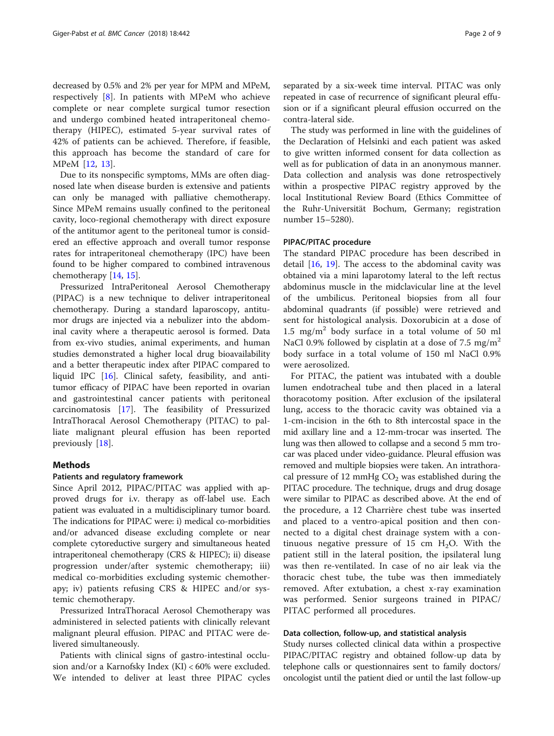decreased by 0.5% and 2% per year for MPM and MPeM, respectively [8]. In patients with MPeM who achieve complete or near complete surgical tumor resection and undergo combined heated intraperitoneal chemotherapy (HIPEC), estimated 5-year survival rates of 42% of patients can be achieved. Therefore, if feasible, this approach has become the standard of care for MPeM [12, 13].

Due to its nonspecific symptoms, MMs are often diagnosed late when disease burden is extensive and patients can only be managed with palliative chemotherapy. Since MPeM remains usually confined to the peritoneal cavity, loco-regional chemotherapy with direct exposure of the antitumor agent to the peritoneal tumor is considered an effective approach and overall tumor response rates for intraperitoneal chemotherapy (IPC) have been found to be higher compared to combined intravenous chemotherapy [14, 15].

Pressurized IntraPeritoneal Aerosol Chemotherapy (PIPAC) is a new technique to deliver intraperitoneal chemotherapy. During a standard laparoscopy, antitumor drugs are injected via a nebulizer into the abdominal cavity where a therapeutic aerosol is formed. Data from ex-vivo studies, animal experiments, and human studies demonstrated a higher local drug bioavailability and a better therapeutic index after PIPAC compared to liquid IPC [16]. Clinical safety, feasibility, and antitumor efficacy of PIPAC have been reported in ovarian and gastrointestinal cancer patients with peritoneal carcinomatosis [17]. The feasibility of Pressurized IntraThoracal Aerosol Chemotherapy (PITAC) to palliate malignant pleural effusion has been reported previously [18].

## Methods

### Patients and regulatory framework

Since April 2012, PIPAC/PITAC was applied with approved drugs for i.v. therapy as off-label use. Each patient was evaluated in a multidisciplinary tumor board. The indications for PIPAC were: i) medical co-morbidities and/or advanced disease excluding complete or near complete cytoreductive surgery and simultaneous heated intraperitoneal chemotherapy (CRS & HIPEC); ii) disease progression under/after systemic chemotherapy; iii) medical co-morbidities excluding systemic chemotherapy; iv) patients refusing CRS & HIPEC and/or systemic chemotherapy.

Pressurized IntraThoracal Aerosol Chemotherapy was administered in selected patients with clinically relevant malignant pleural effusion. PIPAC and PITAC were delivered simultaneously.

Patients with clinical signs of gastro-intestinal occlusion and/or a Karnofsky Index (KI) < 60% were excluded. We intended to deliver at least three PIPAC cycles separated by a six-week time interval. PITAC was only repeated in case of recurrence of significant pleural effusion or if a significant pleural effusion occurred on the contra-lateral side.

The study was performed in line with the guidelines of the Declaration of Helsinki and each patient was asked to give written informed consent for data collection as well as for publication of data in an anonymous manner. Data collection and analysis was done retrospectively within a prospective PIPAC registry approved by the local Institutional Review Board (Ethics Committee of the Ruhr-Universität Bochum, Germany; registration number 15–5280).

### PIPAC/PITAC procedure

The standard PIPAC procedure has been described in detail [16, 19]. The access to the abdominal cavity was obtained via a mini laparotomy lateral to the left rectus abdominus muscle in the midclavicular line at the level of the umbilicus. Peritoneal biopsies from all four abdominal quadrants (if possible) were retrieved and sent for histological analysis. Doxorubicin at a dose of 1.5 mg/$m^2$ body surface in a total volume of 50 ml NaCl 0.9% followed by cisplatin at a dose of 7.5 mg/$m^2$ body surface in a total volume of 150 ml NaCl 0.9% were aerosolized.

For PITAC, the patient was intubated with a double lumen endotracheal tube and then placed in a lateral thoracotomy position. After exclusion of the ipsilateral lung, access to the thoracic cavity was obtained via a 1-cm-incision in the 6th to 8th intercostal space in the mid axillary line and a 12-mm-trocar was inserted. The lung was then allowed to collapse and a second 5 mm trocar was placed under video-guidance. Pleural effusion was removed and multiple biopsies were taken. An intrathoracal pressure of 12 mmHg $CO_2$ was established during the PITAC procedure. The technique, drugs and drug dosage were similar to PIPAC as described above. At the end of the procedure, a 12 Charrière chest tube was inserted and placed to a ventro-apical position and then connected to a digital chest drainage system with a continuous negative pressure of 15 cm $H_2O$. With the patient still in the lateral position, the ipsilateral lung was then re-ventilated. In case of no air leak via the thoracic chest tube, the tube was then immediately removed. After extubation, a chest x-ray examination was performed. Senior surgeons trained in PIPAC/PITAC performed all procedures.

### Data collection, follow-up, and statistical analysis

Study nurses collected clinical data within a prospective PIPAC/PITAC registry and obtained follow-up data by telephone calls or questionnaires sent to family doctors/oncologist until the patient died or until the last follow-up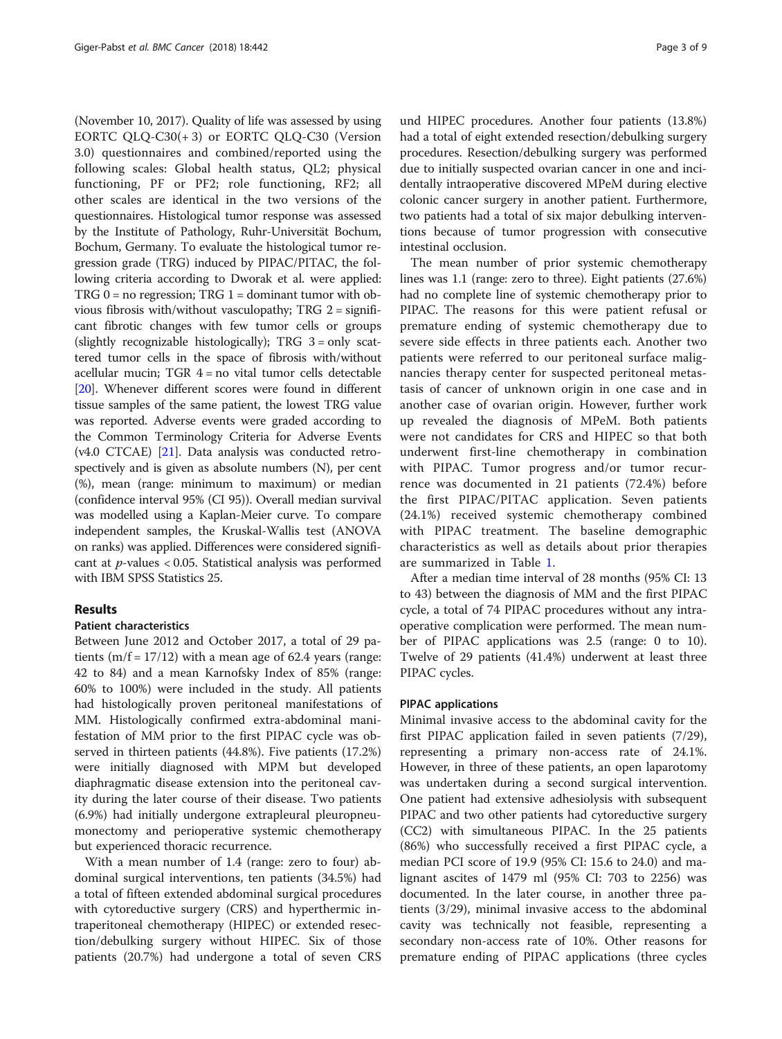(November 10, 2017). Quality of life was assessed by using EORTC QLQ-C30(+ 3) or EORTC QLQ-C30 (Version 3.0) questionnaires and combined/reported using the following scales: Global health status, QL2; physical functioning, PF or PF2; role functioning, RF2; all other scales are identical in the two versions of the questionnaires. Histological tumor response was assessed by the Institute of Pathology, Ruhr-Universität Bochum, Bochum, Germany. To evaluate the histological tumor regression grade (TRG) induced by PIPAC/PITAC, the following criteria according to Dworak et al. were applied: TRG 0 = no regression; TRG 1 = dominant tumor with obvious fibrosis with/without vasculopathy; TRG 2 = significant fibrotic changes with few tumor cells or groups (slightly recognizable histologically); TRG 3 = only scattered tumor cells in the space of fibrosis with/without acellular mucin; TGR 4 = no vital tumor cells detectable [20]. Whenever different scores were found in different tissue samples of the same patient, the lowest TRG value was reported. Adverse events were graded according to the Common Terminology Criteria for Adverse Events (v4.0 CTCAE) [21]. Data analysis was conducted retrospectively and is given as absolute numbers (N), per cent (%), mean (range: minimum to maximum) or median (confidence interval 95% (CI 95)). Overall median survival was modelled using a Kaplan-Meier curve. To compare independent samples, the Kruskal-Wallis test (ANOVA on ranks) was applied. Differences were considered significant at *p*-values < 0.05. Statistical analysis was performed with IBM SPSS Statistics 25.

## Results

### Patient characteristics

Between June 2012 and October 2017, a total of 29 patients (m/f = 17/12) with a mean age of 62.4 years (range: 42 to 84) and a mean Karnofsky Index of 85% (range: 60% to 100%) were included in the study. All patients had histologically proven peritoneal manifestations of MM. Histologically confirmed extra-abdominal manifestation of MM prior to the first PIPAC cycle was observed in thirteen patients (44.8%). Five patients (17.2%) were initially diagnosed with MPM but developed diaphragmatic disease extension into the peritoneal cavity during the later course of their disease. Two patients (6.9%) had initially undergone extrapleural pleuropneumonectomy and perioperative systemic chemotherapy but experienced thoracic recurrence.

With a mean number of 1.4 (range: zero to four) abdominal surgical interventions, ten patients (34.5%) had a total of fifteen extended abdominal surgical procedures with cytoreductive surgery (CRS) and hyperthermic intraperitoneal chemotherapy (HIPEC) or extended resection/debulking surgery without HIPEC. Six of those patients (20.7%) had undergone a total of seven CRS und HIPEC procedures. Another four patients (13.8%) had a total of eight extended resection/debulking surgery procedures. Resection/debulking surgery was performed due to initially suspected ovarian cancer in one and incidentally intraoperative discovered MPeM during elective colonic cancer surgery in another patient. Furthermore, two patients had a total of six major debulking interventions because of tumor progression with consecutive intestinal occlusion.

The mean number of prior systemic chemotherapy lines was 1.1 (range: zero to three). Eight patients (27.6%) had no complete line of systemic chemotherapy prior to PIPAC. The reasons for this were patient refusal or premature ending of systemic chemotherapy due to severe side effects in three patients each. Another two patients were referred to our peritoneal surface malignancies therapy center for suspected peritoneal metastasis of cancer of unknown origin in one case and in another case of ovarian origin. However, further work up revealed the diagnosis of MPeM. Both patients were not candidates for CRS and HIPEC so that both underwent first-line chemotherapy in combination with PIPAC. Tumor progress and/or tumor recurrence was documented in 21 patients (72.4%) before the first PIPAC/PITAC application. Seven patients (24.1%) received systemic chemotherapy combined with PIPAC treatment. The baseline demographic characteristics as well as details about prior therapies are summarized in Table 1.

After a median time interval of 28 months (95% CI: 13 to 43) between the diagnosis of MM and the first PIPAC cycle, a total of 74 PIPAC procedures without any intraoperative complication were performed. The mean number of PIPAC applications was 2.5 (range: 0 to 10). Twelve of 29 patients (41.4%) underwent at least three PIPAC cycles.

### PIPAC applications

Minimal invasive access to the abdominal cavity for the first PIPAC application failed in seven patients (7/29), representing a primary non-access rate of 24.1%. However, in three of these patients, an open laparotomy was undertaken during a second surgical intervention. One patient had extensive adhesiolysis with subsequent PIPAC and two other patients had cytoreductive surgery (CC2) with simultaneous PIPAC. In the 25 patients (86%) who successfully received a first PIPAC cycle, a median PCI score of 19.9 (95% CI: 15.6 to 24.0) and malignant ascites of 1479 ml (95% CI: 703 to 2256) was documented. In the later course, in another three patients (3/29), minimal invasive access to the abdominal cavity was technically not feasible, representing a secondary non-access rate of 10%. Other reasons for premature ending of PIPAC applications (three cycles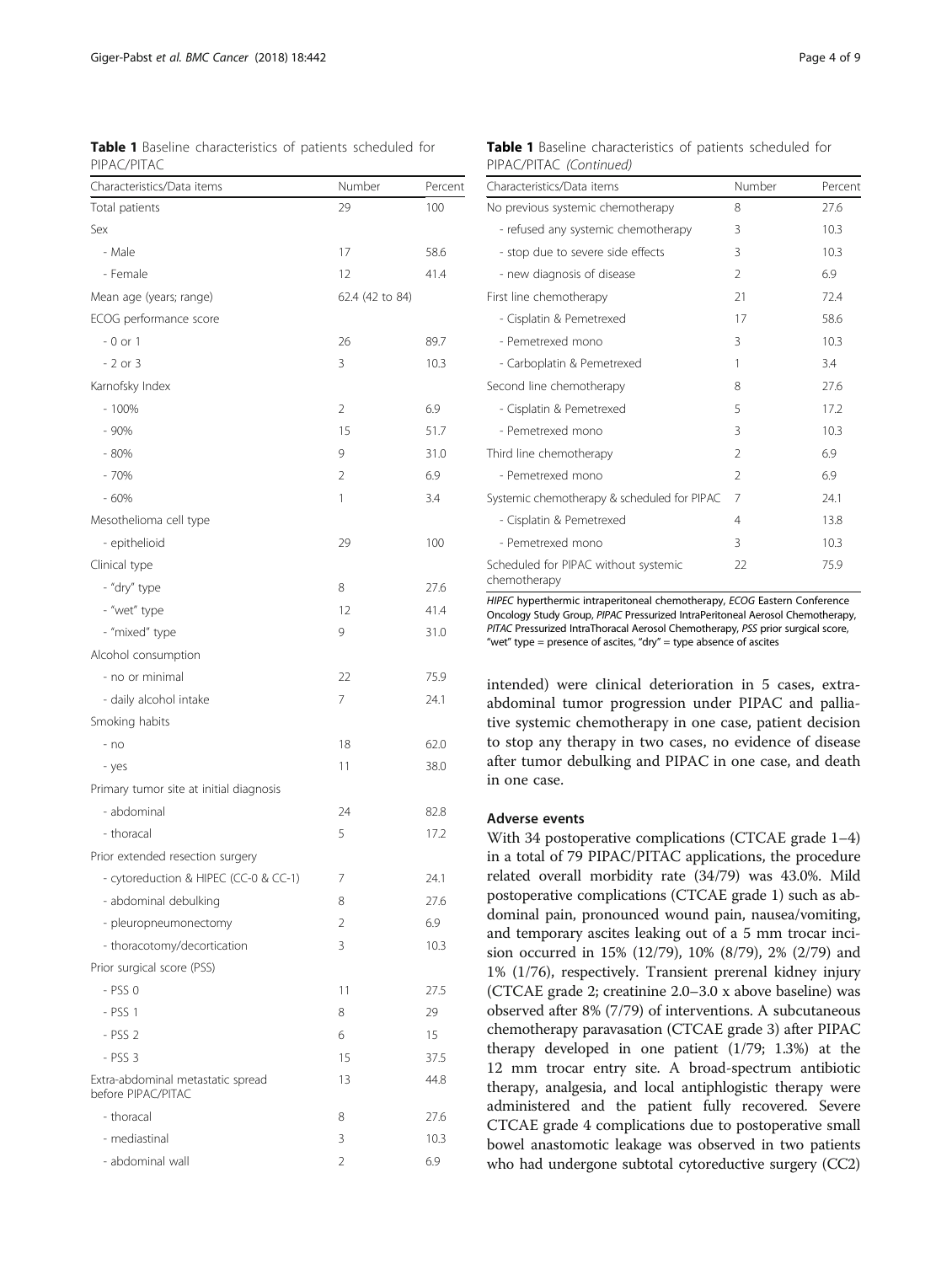**Table 1** Baseline characteristics of patients scheduled for PIPAC/PITAC

| Characteristics/Data items | Number | Percent |
|---|---|---|
| Total patients | 29 | 100 |
| Sex | | |
| - Male | 17 | 58.6 |
| - Female | 12 | 41.4 |
| Mean age (years; range) | 62.4 (42 to 84) | |
| ECOG performance score | | |
| - 0 or 1 | 26 | 89.7 |
| - 2 or 3 | 3 | 10.3 |
| Karnofsky Index | | |
| - 100% | 2 | 6.9 |
| - 90% | 15 | 51.7 |
| - 80% | 9 | 31.0 |
| - 70% | 2 | 6.9 |
| - 60% | 1 | 3.4 |
| Mesothelioma cell type | | |
| - epithelioid | 29 | 100 |
| Clinical type | | |
| - "dry" type | 8 | 27.6 |
| - "wet" type | 12 | 41.4 |
| - "mixed" type | 9 | 31.0 |
| Alcohol consumption | | |
| - no or minimal | 22 | 75.9 |
| - daily alcohol intake | 7 | 24.1 |
| Smoking habits | | |
| - no | 18 | 62.0 |
| - yes | 11 | 38.0 |
| Primary tumor site at initial diagnosis | | |
| - abdominal | 24 | 82.8 |
| - thoracal | 5 | 17.2 |
| Prior extended resection surgery | | |
| - cytoreduction & HIPEC (CC-0 & CC-1) | 7 | 24.1 |
| - abdominal debulking | 8 | 27.6 |
| - pleuropneumonectomy | 2 | 6.9 |
| - thoracotomy/decortication | 3 | 10.3 |
| Prior surgical score (PSS) | | |
| - PSS 0 | 11 | 27.5 |
| - PSS 1 | 8 | 29 |
| - PSS 2 | 6 | 15 |
| - PSS 3 | 15 | 37.5 |
| Extra-abdominal metastatic spread before PIPAC/PITAC | 13 | 44.8 |
| - thoracal | 8 | 27.6 |
| - mediastinal | 3 | 10.3 |
| - abdominal wall | 2 | 6.9 |
| No previous systemic chemotherapy | 8 | 27.6 |
| - refused any systemic chemotherapy | 3 | 10.3 |
| - stop due to severe side effects | 3 | 10.3 |
| - new diagnosis of disease | 2 | 6.9 |
| First line chemotherapy | 21 | 72.4 |
| - Cisplatin & Pemetrexed | 17 | 58.6 |
| - Pemetrexed mono | 3 | 10.3 |
| - Carboplatin & Pemetrexed | 1 | 3.4 |
| Second line chemotherapy | 8 | 27.6 |
| - Cisplatin & Pemetrexed | 5 | 17.2 |
| - Pemetrexed mono | 3 | 10.3 |
| Third line chemotherapy | 2 | 6.9 |
| - Pemetrexed mono | 2 | 6.9 |
| Systemic chemotherapy & scheduled for PIPAC | 7 | 24.1 |
| - Cisplatin & Pemetrexed | 4 | 13.8 |
| - Pemetrexed mono | 3 | 10.3 |
| Scheduled for PIPAC without systemic chemotherapy | 22 | 75.9 |

*HIPEC* hyperthermic intraperitoneal chemotherapy, *ECOG* Eastern Conference Oncology Study Group, *PIPAC* Pressurized IntraPeritoneal Aerosol Chemotherapy, *PITAC* Pressurized IntraThoracal Aerosol Chemotherapy, *PSS* prior surgical score, "wet" type = presence of ascites, "dry" = type absence of ascites

intended) were clinical deterioration in 5 cases, extra-abdominal tumor progression under PIPAC and palliative systemic chemotherapy in one case, patient decision to stop any therapy in two cases, no evidence of disease after tumor debulking and PIPAC in one case, and death in one case.

## Adverse events

With 34 postoperative complications (CTCAE grade 1–4) in a total of 79 PIPAC/PITAC applications, the procedure related overall morbidity rate (34/79) was 43.0%. Mild postoperative complications (CTCAE grade 1) such as abdominal pain, pronounced wound pain, nausea/vomiting, and temporary ascites leaking out of a 5 mm trocar incision occurred in 15% (12/79), 10% (8/79), 2% (2/79) and 1% (1/76), respectively. Transient prerenal kidney injury (CTCAE grade 2; creatinine 2.0–3.0 x above baseline) was observed after 8% (7/79) of interventions. A subcutaneous chemotherapy paravasation (CTCAE grade 3) after PIPAC therapy developed in one patient (1/79; 1.3%) at the 12 mm trocar entry site. A broad-spectrum antibiotic therapy, analgesia, and local antiphlogistic therapy were administered and the patient fully recovered. Severe CTCAE grade 4 complications due to postoperative small bowel anastomotic leakage was observed in two patients who had undergone subtotal cytoreductive surgery (CC2)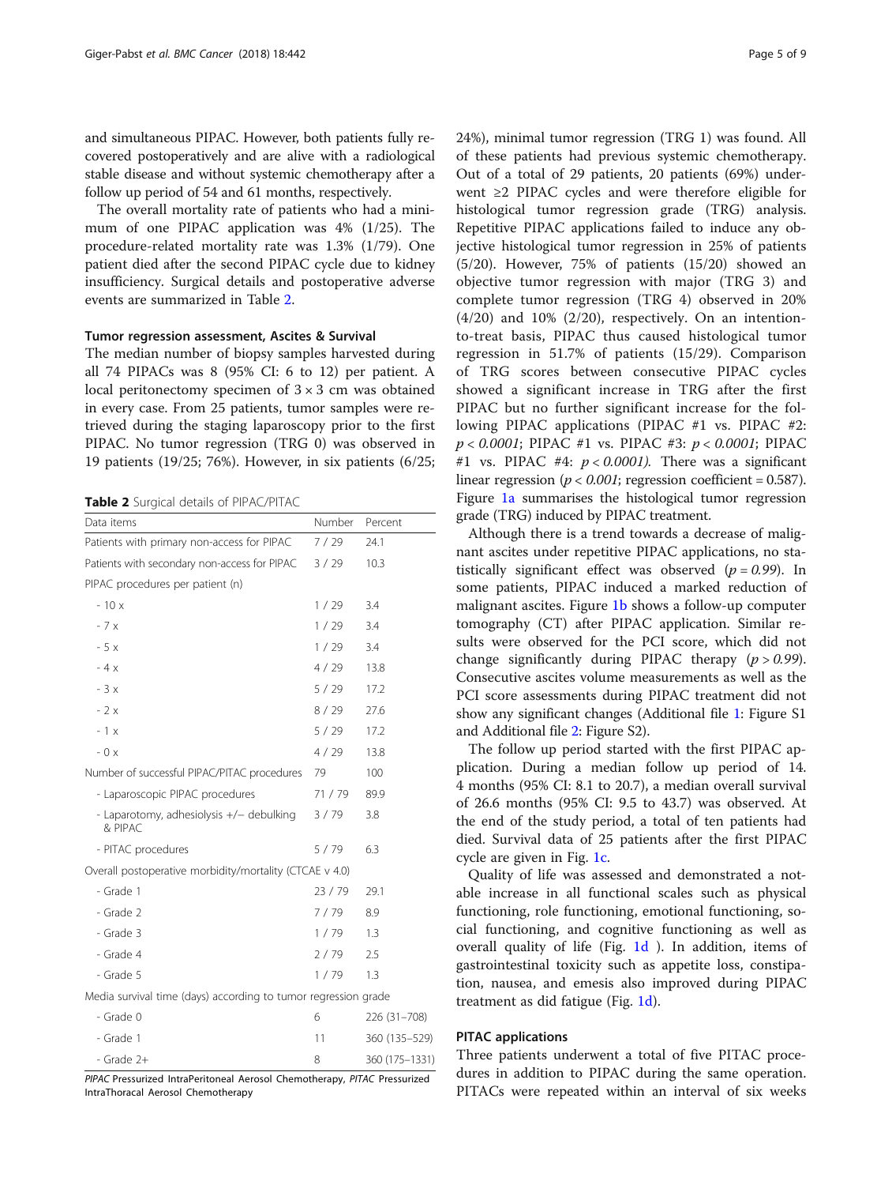and simultaneous PIPAC. However, both patients fully recovered postoperatively and are alive with a radiological stable disease and without systemic chemotherapy after a follow up period of 54 and 61 months, respectively.

The overall mortality rate of patients who had a minimum of one PIPAC application was 4% (1/25). The procedure-related mortality rate was 1.3% (1/79). One patient died after the second PIPAC cycle due to kidney insufficiency. Surgical details and postoperative adverse events are summarized in Table 2.

### Tumor regression assessment, Ascites & Survival

The median number of biopsy samples harvested during all 74 PIPACs was 8 (95% CI: 6 to 12) per patient. A local peritonectomy specimen of 3 × 3 cm was obtained in every case. From 25 patients, tumor samples were retrieved during the staging laparoscopy prior to the first PIPAC. No tumor regression (TRG 0) was observed in 19 patients (19/25; 76%). However, in six patients (6/25; 24%), minimal tumor regression (TRG 1) was found. All of these patients had previous systemic chemotherapy. Out of a total of 29 patients, 20 patients (69%) underwent ≥2 PIPAC cycles and were therefore eligible for histological tumor regression grade (TRG) analysis. Repetitive PIPAC applications failed to induce any objective histological tumor regression in 25% of patients (5/20). However, 75% of patients (15/20) showed an objective tumor regression with major (TRG 3) and complete tumor regression (TRG 4) observed in 20% (4/20) and 10% (2/20), respectively. On an intention-to-treat basis, PIPAC thus caused histological tumor regression in 51.7% of patients (15/29). Comparison of TRG scores between consecutive PIPAC cycles showed a significant increase in TRG after the first PIPAC but no further significant increase for the following PIPAC applications (PIPAC #1 vs. PIPAC #2: $p < 0.0001$; PIPAC #1 vs. PIPAC #3: $p < 0.0001$; PIPAC #1 vs. PIPAC #4: $p < 0.0001$). There was a significant linear regression ($p < 0.001$; regression coefficient = 0.587). Figure 1a summarises the histological tumor regression grade (TRG) induced by PIPAC treatment.

**Table 2** Surgical details of PIPAC/PITAC

| Data items | Number | Percent |
|---|---|---|
| Patients with primary non-access for PIPAC | 7 / 29 | 24.1 |
| Patients with secondary non-access for PIPAC | 3 / 29 | 10.3 |
| PIPAC procedures per patient (n) | | |
| - 10 x | 1 / 29 | 3.4 |
| - 7 x | 1 / 29 | 3.4 |
| - 5 x | 1 / 29 | 3.4 |
| - 4 x | 4 / 29 | 13.8 |
| - 3 x | 5 / 29 | 17.2 |
| - 2 x | 8 / 29 | 27.6 |
| - 1 x | 5 / 29 | 17.2 |
| - 0 x | 4 / 29 | 13.8 |
| Number of successful PIPAC/PITAC procedures | 79 | 100 |
| - Laparoscopic PIPAC procedures | 71 / 79 | 89.9 |
| - Laparotomy, adhesiolysis +/− debulking & PIPAC | 3 / 79 | 3.8 |
| - PITAC procedures | 5 / 79 | 6.3 |
| Overall postoperative morbidity/mortality (CTCAE v 4.0) | | |
| - Grade 1 | 23 / 79 | 29.1 |
| - Grade 2 | 7 / 79 | 8.9 |
| - Grade 3 | 1 / 79 | 1.3 |
| - Grade 4 | 2 / 79 | 2.5 |
| - Grade 5 | 1 / 79 | 1.3 |
| Media survival time (days) according to tumor regression grade | | |
| - Grade 0 | 6 | 226 (31–708) |
| - Grade 1 | 11 | 360 (135–529) |
| - Grade 2+ | 8 | 360 (175–1331) |

*PIPAC* Pressurized IntraPeritoneal Aerosol Chemotherapy, *PITAC* Pressurized IntraThoracal Aerosol Chemotherapy

Although there is a trend towards a decrease of malignant ascites under repetitive PIPAC applications, no statistically significant effect was observed ($p = 0.99$). In some patients, PIPAC induced a marked reduction of malignant ascites. Figure 1b shows a follow-up computer tomography (CT) after PIPAC application. Similar results were observed for the PCI score, which did not change significantly during PIPAC therapy ($p > 0.99$). Consecutive ascites volume measurements as well as the PCI score assessments during PIPAC treatment did not show any significant changes (Additional file 1: Figure S1 and Additional file 2: Figure S2).

The follow up period started with the first PIPAC application. During a median follow up period of 14. 4 months (95% CI: 8.1 to 20.7), a median overall survival of 26.6 months (95% CI: 9.5 to 43.7) was observed. At the end of the study period, a total of ten patients had died. Survival data of 25 patients after the first PIPAC cycle are given in Fig. 1c.

Quality of life was assessed and demonstrated a notable increase in all functional scales such as physical functioning, role functioning, emotional functioning, social functioning, and cognitive functioning as well as overall quality of life (Fig. 1d ). In addition, items of gastrointestinal toxicity such as appetite loss, constipation, nausea, and emesis also improved during PIPAC treatment as did fatigue (Fig. 1d).

### PITAC applications

Three patients underwent a total of five PITAC procedures in addition to PIPAC during the same operation. PITACs were repeated within an interval of six weeks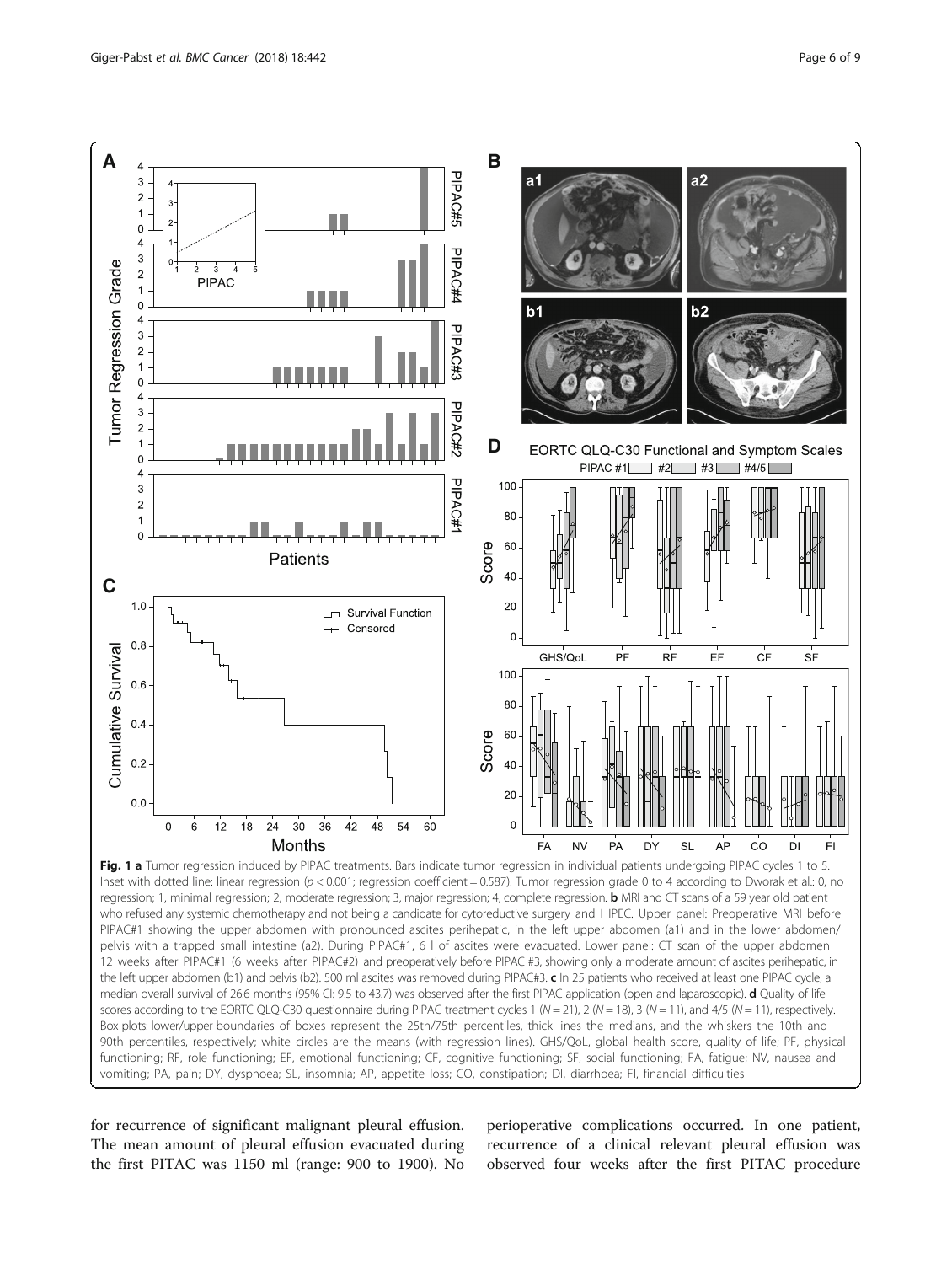**Fig. 1 a** Tumor regression induced by PIPAC treatments. Bars indicate tumor regression in individual patients undergoing PIPAC cycles 1 to 5. Inset with dotted line: linear regression ($p < 0.001$; regression coefficient = 0.587). Tumor regression grade 0 to 4 according to Dworak et al.: 0, no regression; 1, minimal regression; 2, moderate regression; 3, major regression; 4, complete regression. **b** MRI and CT scans of a 59 year old patient who refused any systemic chemotherapy and not being a candidate for cytoreductive surgery and HIPEC. Upper panel: Preoperative MRI before PIPAC#1 showing the upper abdomen with pronounced ascites perihepatic, in the left upper abdomen (a1) and in the lower abdomen/pelvis with a trapped small intestine (a2). During PIPAC#1, 6 l of ascites were evacuated. Lower panel: CT scan of the upper abdomen 12 weeks after PIPAC#1 (6 weeks after PIPAC#2) and preoperatively before PIPAC #3, showing only a moderate amount of ascites perihepatic, in the left upper abdomen (b1) and pelvis (b2). 500 ml ascites was removed during PIPAC#3. **c** In 25 patients who received at least one PIPAC cycle, a median overall survival of 26.6 months (95% CI: 9.5 to 43.7) was observed after the first PIPAC application (open and laparoscopic). **d** Quality of life scores according to the EORTC QLQ-C30 questionnaire during PIPAC treatment cycles 1 ($N = 21$), 2 ($N = 18$), 3 ($N = 11$), and 4/5 ($N = 11$), respectively. Box plots: lower/upper boundaries of boxes represent the 25th/75th percentiles, thick lines the medians, and the whiskers the 10th and 90th percentiles, respectively; white circles are the means (with regression lines). GHS/QoL, global health score, quality of life; PF, physical functioning; RF, role functioning; EF, emotional functioning; CF, cognitive functioning; SF, social functioning; FA, fatigue; NV, nausea and vomiting; PA, pain; DY, dyspnoea; SL, insomnia; AP, appetite loss; CO, constipation; DI, diarrhoea; FI, financial difficulties

for recurrence of significant malignant pleural effusion. The mean amount of pleural effusion evacuated during the first PITAC was 1150 ml (range: 900 to 1900). No perioperative complications occurred. In one patient, recurrence of a clinical relevant pleural effusion was observed four weeks after the first PITAC procedure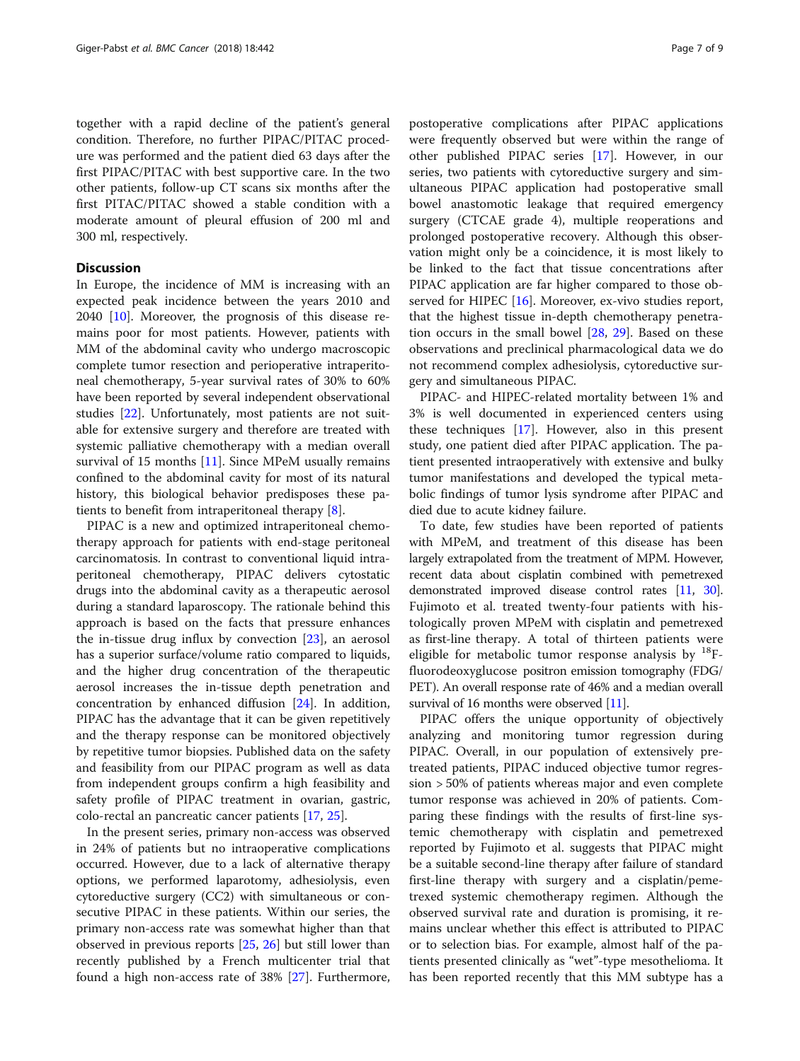together with a rapid decline of the patient's general condition. Therefore, no further PIPAC/PITAC procedure was performed and the patient died 63 days after the first PIPAC/PITAC with best supportive care. In the two other patients, follow-up CT scans six months after the first PITAC/PITAC showed a stable condition with a moderate amount of pleural effusion of 200 ml and 300 ml, respectively.

## Discussion

In Europe, the incidence of MM is increasing with an expected peak incidence between the years 2010 and 2040 [10]. Moreover, the prognosis of this disease remains poor for most patients. However, patients with MM of the abdominal cavity who undergo macroscopic complete tumor resection and perioperative intraperitoneal chemotherapy, 5-year survival rates of 30% to 60% have been reported by several independent observational studies [22]. Unfortunately, most patients are not suitable for extensive surgery and therefore are treated with systemic palliative chemotherapy with a median overall survival of 15 months [11]. Since MPeM usually remains confined to the abdominal cavity for most of its natural history, this biological behavior predisposes these patients to benefit from intraperitoneal therapy [8].

PIPAC is a new and optimized intraperitoneal chemotherapy approach for patients with end-stage peritoneal carcinomatosis. In contrast to conventional liquid intraperitoneal chemotherapy, PIPAC delivers cytostatic drugs into the abdominal cavity as a therapeutic aerosol during a standard laparoscopy. The rationale behind this approach is based on the facts that pressure enhances the in-tissue drug influx by convection [23], an aerosol has a superior surface/volume ratio compared to liquids, and the higher drug concentration of the therapeutic aerosol increases the in-tissue depth penetration and concentration by enhanced diffusion [24]. In addition, PIPAC has the advantage that it can be given repetitively and the therapy response can be monitored objectively by repetitive tumor biopsies. Published data on the safety and feasibility from our PIPAC program as well as data from independent groups confirm a high feasibility and safety profile of PIPAC treatment in ovarian, gastric, colo-rectal an pancreatic cancer patients [17, 25].

In the present series, primary non-access was observed in 24% of patients but no intraoperative complications occurred. However, due to a lack of alternative therapy options, we performed laparotomy, adhesiolysis, even cytoreductive surgery (CC2) with simultaneous or consecutive PIPAC in these patients. Within our series, the primary non-access rate was somewhat higher than that observed in previous reports [25, 26] but still lower than recently published by a French multicenter trial that found a high non-access rate of 38% [27]. Furthermore, postoperative complications after PIPAC applications were frequently observed but were within the range of other published PIPAC series [17]. However, in our series, two patients with cytoreductive surgery and simultaneous PIPAC application had postoperative small bowel anastomotic leakage that required emergency surgery (CTCAE grade 4), multiple reoperations and prolonged postoperative recovery. Although this observation might only be a coincidence, it is most likely to be linked to the fact that tissue concentrations after PIPAC application are far higher compared to those observed for HIPEC [16]. Moreover, ex-vivo studies report, that the highest tissue in-depth chemotherapy penetration occurs in the small bowel [28, 29]. Based on these observations and preclinical pharmacological data we do not recommend complex adhesiolysis, cytoreductive surgery and simultaneous PIPAC.

PIPAC- and HIPEC-related mortality between 1% and 3% is well documented in experienced centers using these techniques [17]. However, also in this present study, one patient died after PIPAC application. The patient presented intraoperatively with extensive and bulky tumor manifestations and developed the typical metabolic findings of tumor lysis syndrome after PIPAC and died due to acute kidney failure.

To date, few studies have been reported of patients with MPeM, and treatment of this disease has been largely extrapolated from the treatment of MPM. However, recent data about cisplatin combined with pemetrexed demonstrated improved disease control rates [11, 30]. Fujimoto et al. treated twenty-four patients with histologically proven MPeM with cisplatin and pemetrexed as first-line therapy. A total of thirteen patients were eligible for metabolic tumor response analysis by $^{18}$F-fluorodeoxyglucose positron emission tomography (FDG/PET). An overall response rate of 46% and a median overall survival of 16 months were observed [11].

PIPAC offers the unique opportunity of objectively analyzing and monitoring tumor regression during PIPAC. Overall, in our population of extensively pretreated patients, PIPAC induced objective tumor regression > 50% of patients whereas major and even complete tumor response was achieved in 20% of patients. Comparing these findings with the results of first-line systemic chemotherapy with cisplatin and pemetrexed reported by Fujimoto et al. suggests that PIPAC might be a suitable second-line therapy after failure of standard first-line therapy with surgery and a cisplatin/pemetrexed systemic chemotherapy regimen. Although the observed survival rate and duration is promising, it remains unclear whether this effect is attributed to PIPAC or to selection bias. For example, almost half of the patients presented clinically as "wet"-type mesothelioma. It has been reported recently that this MM subtype has a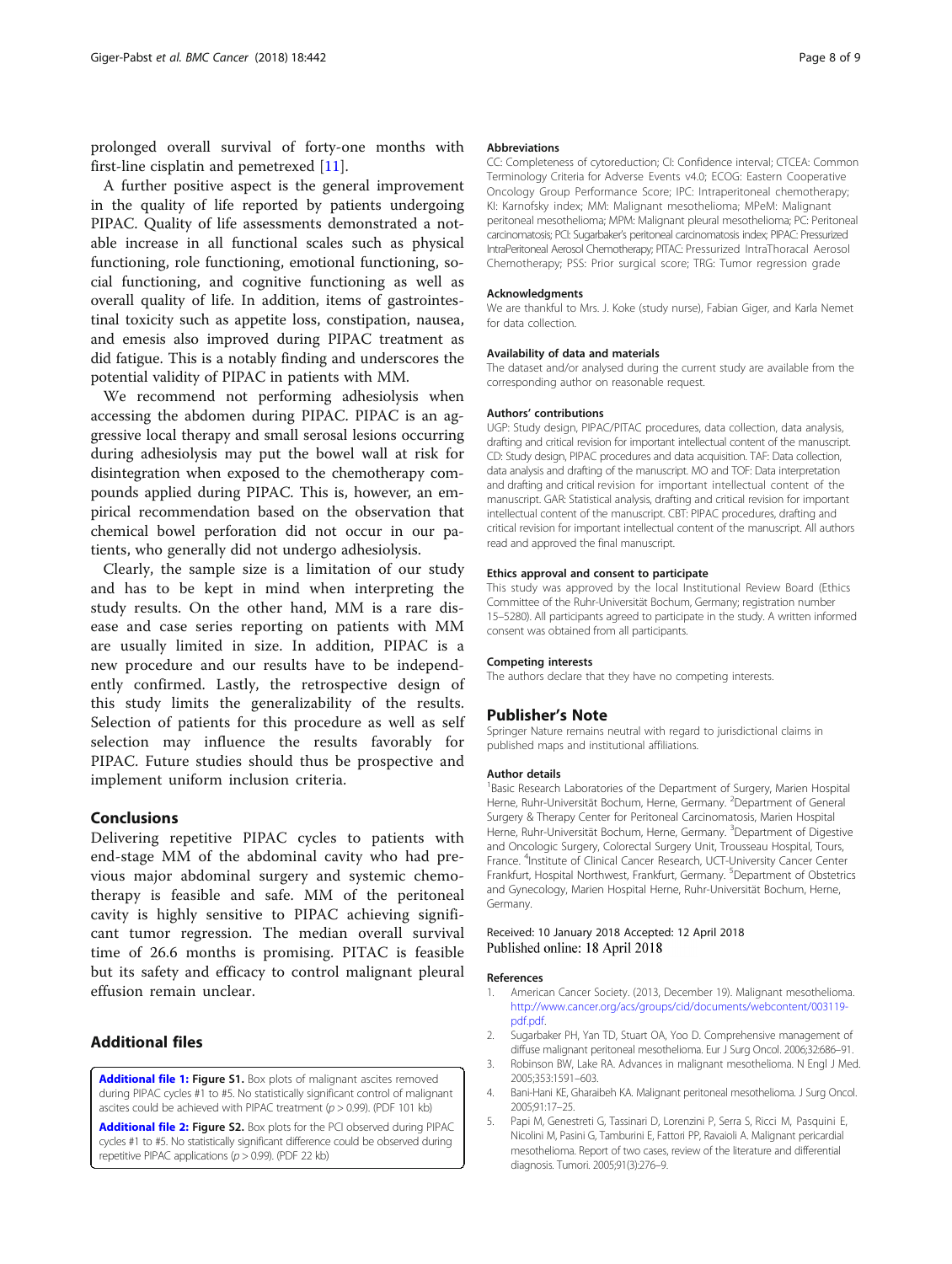prolonged overall survival of forty-one months with first-line cisplatin and pemetrexed [11].

A further positive aspect is the general improvement in the quality of life reported by patients undergoing PIPAC. Quality of life assessments demonstrated a notable increase in all functional scales such as physical functioning, role functioning, emotional functioning, social functioning, and cognitive functioning as well as overall quality of life. In addition, items of gastrointestinal toxicity such as appetite loss, constipation, nausea, and emesis also improved during PIPAC treatment as did fatigue. This is a notably finding and underscores the potential validity of PIPAC in patients with MM.

We recommend not performing adhesiolysis when accessing the abdomen during PIPAC. PIPAC is an aggressive local therapy and small serosal lesions occurring during adhesiolysis may put the bowel wall at risk for disintegration when exposed to the chemotherapy compounds applied during PIPAC. This is, however, an empirical recommendation based on the observation that chemical bowel perforation did not occur in our patients, who generally did not undergo adhesiolysis.

Clearly, the sample size is a limitation of our study and has to be kept in mind when interpreting the study results. On the other hand, MM is a rare disease and case series reporting on patients with MM are usually limited in size. In addition, PIPAC is a new procedure and our results have to be independently confirmed. Lastly, the retrospective design of this study limits the generalizability of the results. Selection of patients for this procedure as well as self selection may influence the results favorably for PIPAC. Future studies should thus be prospective and implement uniform inclusion criteria.

## Conclusions

Delivering repetitive PIPAC cycles to patients with end-stage MM of the abdominal cavity who had previous major abdominal surgery and systemic chemotherapy is feasible and safe. MM of the peritoneal cavity is highly sensitive to PIPAC achieving significant tumor regression. The median overall survival time of 26.6 months is promising. PITAC is feasible but its safety and efficacy to control malignant pleural effusion remain unclear.

## Additional files

**Additional file 1: Figure S1.** Box plots of malignant ascites removed during PIPAC cycles #1 to #5. No statistically significant control of malignant ascites could be achieved with PIPAC treatment ($p > 0.99$). (PDF 101 kb)

**Additional file 2: Figure S2.** Box plots for the PCI observed during PIPAC cycles #1 to #5. No statistically significant difference could be observed during repetitive PIPAC applications ($p > 0.99$). (PDF 22 kb)

#### Abbreviations

CC: Completeness of cytoreduction; CI: Confidence interval; CTCEA: Common Terminology Criteria for Adverse Events v4.0; ECOG: Eastern Cooperative Oncology Group Performance Score; IPC: Intraperitoneal chemotherapy; KI: Karnofsky index; MM: Malignant mesothelioma; MPeM: Malignant peritoneal mesothelioma; MPM: Malignant pleural mesothelioma; PC: Peritoneal carcinomatosis; PCI: Sugarbaker's peritoneal carcinomatosis index; PIPAC: Pressurized IntraPeritoneal Aerosol Chemotherapy; PITAC: Pressurized IntraThoracal Aerosol Chemotherapy; PSS: Prior surgical score; TRG: Tumor regression grade

#### Acknowledgments

We are thankful to Mrs. J. Koke (study nurse), Fabian Giger, and Karla Nemet for data collection.

#### Availability of data and materials

The dataset and/or analysed during the current study are available from the corresponding author on reasonable request.

#### Authors' contributions

UGP: Study design, PIPAC/PITAC procedures, data collection, data analysis, drafting and critical revision for important intellectual content of the manuscript. CD: Study design, PIPAC procedures and data acquisition. TAF: Data collection, data analysis and drafting of the manuscript. MO and TOF: Data interpretation and drafting and critical revision for important intellectual content of the manuscript. GAR: Statistical analysis, drafting and critical revision for important intellectual content of the manuscript. CBT: PIPAC procedures, drafting and critical revision for important intellectual content of the manuscript. All authors read and approved the final manuscript.

#### Ethics approval and consent to participate

This study was approved by the local Institutional Review Board (Ethics Committee of the Ruhr-Universität Bochum, Germany; registration number 15–5280). All participants agreed to participate in the study. A written informed consent was obtained from all participants.

#### Competing interests

The authors declare that they have no competing interests.

### Publisher's Note

Springer Nature remains neutral with regard to jurisdictional claims in published maps and institutional affiliations.

#### Author details

[1]Basic Research Laboratories of the Department of Surgery, Marien Hospital Herne, Ruhr-Universität Bochum, Herne, Germany. [2]Department of General Surgery & Therapy Center for Peritoneal Carcinomatosis, Marien Hospital Herne, Ruhr-Universität Bochum, Herne, Germany. [3]Department of Digestive and Oncologic Surgery, Colorectal Surgery Unit, Trousseau Hospital, Tours, France. [4]Institute of Clinical Cancer Research, UCT-University Cancer Center Frankfurt, Hospital Northwest, Frankfurt, Germany. [5]Department of Obstetrics and Gynecology, Marien Hospital Herne, Ruhr-Universität Bochum, Herne, Germany.

Received: 10 January 2018 Accepted: 12 April 2018
Published online: 18 April 2018

#### References

1. American Cancer Society. (2013, December 19). Malignant mesothelioma. http://www.cancer.org/acs/groups/cid/documents/webcontent/003119-pdf.pdf.
2. Sugarbaker PH, Yan TD, Stuart OA, Yoo D. Comprehensive management of diffuse malignant peritoneal mesothelioma. Eur J Surg Oncol. 2006;32:686–91.
3. Robinson BW, Lake RA. Advances in malignant mesothelioma. N Engl J Med. 2005;353:1591–603.
4. Bani-Hani KE, Gharaibeh KA. Malignant peritoneal mesothelioma. J Surg Oncol. 2005;91:17–25.
5. Papi M, Genestreti G, Tassinari D, Lorenzini P, Serra S, Ricci M, Pasquini E, Nicolini M, Pasini G, Tamburini E, Fattori PP, Ravaioli A. Malignant pericardial mesothelioma. Report of two cases, review of the literature and differential diagnosis. Tumori. 2005;91(3):276–9.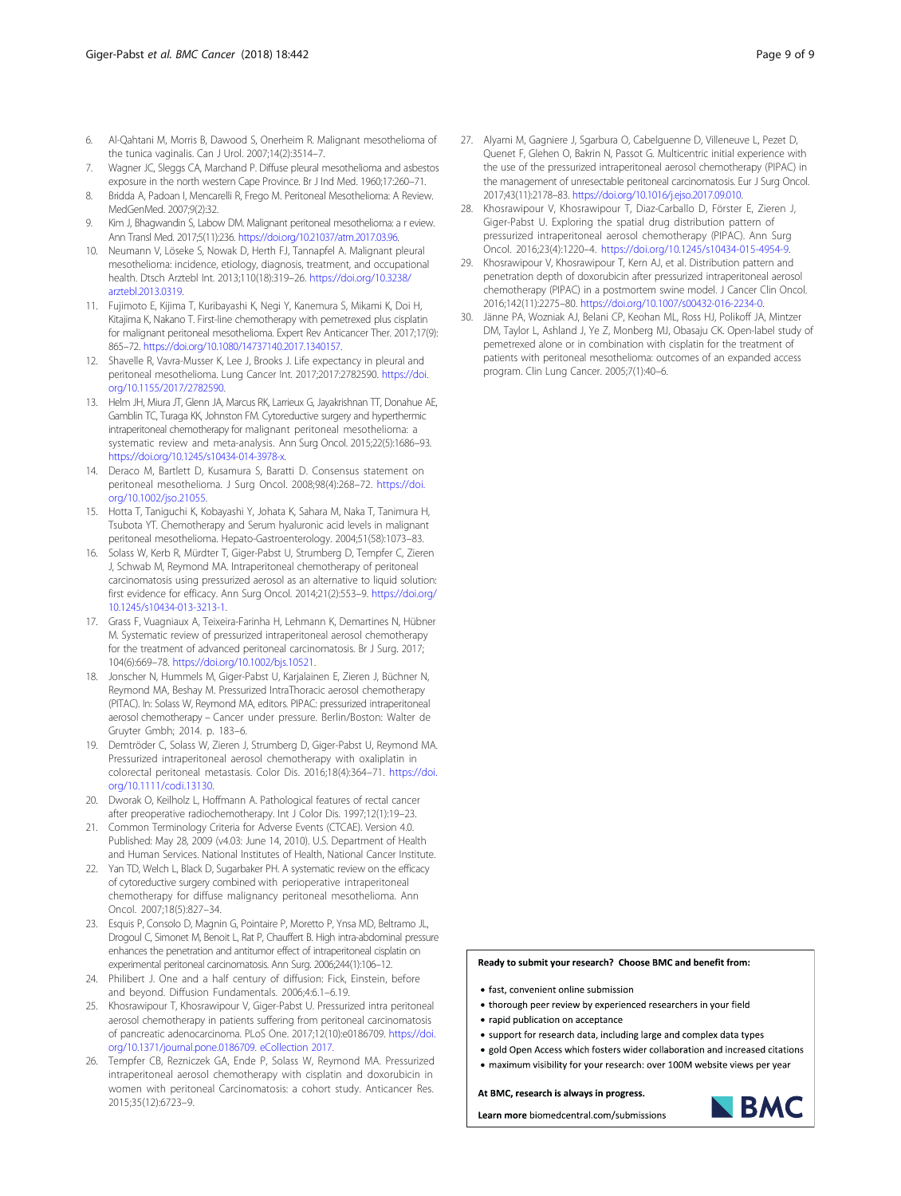6. Al-Qahtani M, Morris B, Dawood S, Onerheim R. Malignant mesothelioma of the tunica vaginalis. Can J Urol. 2007;14(2):3514–7.
7. Wagner JC, Sleggs CA, Marchand P. Diffuse pleural mesothelioma and asbestos exposure in the north western Cape Province. Br J Ind Med. 1960;17:260–71.
8. Bridda A, Padoan I, Mencarelli R, Frego M. Peritoneal Mesothelioma: A Review. MedGenMed. 2007;9(2):32.
9. Kim J, Bhagwandin S, Labow DM. Malignant peritoneal mesothelioma: a r eview. Ann Transl Med. 2017;5(11):236. https://doi.org/10.21037/atm.2017.03.96.
10. Neumann V, Löseke S, Nowak D, Herth FJ, Tannapfel A. Malignant pleural mesothelioma: incidence, etiology, diagnosis, treatment, and occupational health. Dtsch Arztebl Int. 2013;110(18):319–26. https://doi.org/10.3238/arztebl.2013.0319.
11. Fujimoto E, Kijima T, Kuribayashi K, Negi Y, Kanemura S, Mikami K, Doi H, Kitajima K, Nakano T. First-line chemotherapy with pemetrexed plus cisplatin for malignant peritoneal mesothelioma. Expert Rev Anticancer Ther. 2017;17(9):865–72. https://doi.org/10.1080/14737140.2017.1340157.
12. Shavelle R, Vavra-Musser K, Lee J, Brooks J. Life expectancy in pleural and peritoneal mesothelioma. Lung Cancer Int. 2017;2017:2782590. https://doi.org/10.1155/2017/2782590.
13. Helm JH, Miura JT, Glenn JA, Marcus RK, Larrieux G, Jayakrishnan TT, Donahue AE, Gamblin TC, Turaga KK, Johnston FM. Cytoreductive surgery and hyperthermic intraperitoneal chemotherapy for malignant peritoneal mesothelioma: a systematic review and meta-analysis. Ann Surg Oncol. 2015;22(5):1686–93. https://doi.org/10.1245/s10434-014-3978-x.
14. Deraco M, Bartlett D, Kusamura S, Baratti D. Consensus statement on peritoneal mesothelioma. J Surg Oncol. 2008;98(4):268–72. https://doi.org/10.1002/jso.21055.
15. Hotta T, Taniguchi K, Kobayashi Y, Johata K, Sahara M, Naka T, Tanimura H, Tsubota YT. Chemotherapy and Serum hyaluronic acid levels in malignant peritoneal mesothelioma. Hepato-Gastroenterology. 2004;51(58):1073–83.
16. Solass W, Kerb R, Mürdter T, Giger-Pabst U, Strumberg D, Tempfer C, Zieren J, Schwab M, Reymond MA. Intraperitoneal chemotherapy of peritoneal carcinomatosis using pressurized aerosol as an alternative to liquid solution: first evidence for efficacy. Ann Surg Oncol. 2014;21(2):553–9. https://doi.org/10.1245/s10434-013-3213-1.
17. Grass F, Vuagniaux A, Teixeira-Farinha H, Lehmann K, Demartines N, Hübner M. Systematic review of pressurized intraperitoneal aerosol chemotherapy for the treatment of advanced peritoneal carcinomatosis. Br J Surg. 2017;104(6):669–78. https://doi.org/10.1002/bjs.10521.
18. Jonscher N, Hummels M, Giger-Pabst U, Karjalainen E, Zieren J, Büchner N, Reymond MA, Beshay M. Pressurized IntraThoracic aerosol chemotherapy (PITAC). In: Solass W, Reymond MA, editors. PIPAC: pressurized intraperitoneal aerosol chemotherapy – Cancer under pressure. Berlin/Boston: Walter de Gruyter Gmbh; 2014. p. 183–6.
19. Demtröder C, Solass W, Zieren J, Strumberg D, Giger-Pabst U, Reymond MA. Pressurized intraperitoneal aerosol chemotherapy with oxaliplatin in colorectal peritoneal metastasis. Color Dis. 2016;18(4):364–71. https://doi.org/10.1111/codi.13130.
20. Dworak O, Keilholz L, Hoffmann A. Pathological features of rectal cancer after preoperative radiochemotherapy. Int J Color Dis. 1997;12(1):19–23.
21. Common Terminology Criteria for Adverse Events (CTCAE). Version 4.0. Published: May 28, 2009 (v4.03: June 14, 2010). U.S. Department of Health and Human Services. National Institutes of Health, National Cancer Institute.
22. Yan TD, Welch L, Black D, Sugarbaker PH. A systematic review on the efficacy of cytoreductive surgery combined with perioperative intraperitoneal chemotherapy for diffuse malignancy peritoneal mesothelioma. Ann Oncol. 2007;18(5):827–34.
23. Esquis P, Consolo D, Magnin G, Pointaire P, Moretto P, Ynsa MD, Beltramo JL, Drogoul C, Simonet M, Benoit L, Rat P, Chauffert B. High intra-abdominal pressure enhances the penetration and antitumor effect of intraperitoneal cisplatin on experimental peritoneal carcinomatosis. Ann Surg. 2006;244(1):106–12.
24. Philibert J. One and a half century of diffusion: Fick, Einstein, before and beyond. Diffusion Fundamentals. 2006;4:6.1–6.19.
25. Khosrawipour T, Khosrawipour V, Giger-Pabst U. Pressurized intra peritoneal aerosol chemotherapy in patients suffering from peritoneal carcinomatosis of pancreatic adenocarcinoma. PLoS One. 2017;12(10):e0186709. https://doi.org/10.1371/journal.pone.0186709. eCollection 2017.
26. Tempfer CB, Rezniczek GA, Ende P, Solass W, Reymond MA. Pressurized intraperitoneal aerosol chemotherapy with cisplatin and doxorubicin in women with peritoneal Carcinomatosis: a cohort study. Anticancer Res. 2015;35(12):6723–9.
27. Alyami M, Gagniere J, Sgarbura O, Cabelguenne D, Villeneuve L, Pezet D, Quenet F, Glehen O, Bakrin N, Passot G. Multicentric initial experience with the use of the pressurized intraperitoneal aerosol chemotherapy (PIPAC) in the management of unresectable peritoneal carcinomatosis. Eur J Surg Oncol. 2017;43(11):2178–83. https://doi.org/10.1016/j.ejso.2017.09.010.
28. Khosrawipour V, Khosrawipour T, Diaz-Carballo D, Förster E, Zieren J, Giger-Pabst U. Exploring the spatial drug distribution pattern of pressurized intraperitoneal aerosol chemotherapy (PIPAC). Ann Surg Oncol. 2016;23(4):1220–4. https://doi.org/10.1245/s10434-015-4954-9.
29. Khosrawipour V, Khosrawipour T, Kern AJ, et al. Distribution pattern and penetration depth of doxorubicin after pressurized intraperitoneal aerosol chemotherapy (PIPAC) in a postmortem swine model. J Cancer Clin Oncol. 2016;142(11):2275–80. https://doi.org/10.1007/s00432-016-2234-0.
30. Jänne PA, Wozniak AJ, Belani CP, Keohan ML, Ross HJ, Polikoff JA, Mintzer DM, Taylor L, Ashland J, Ye Z, Monberg MJ, Obasaju CK. Open-label study of pemetrexed alone or in combination with cisplatin for the treatment of patients with peritoneal mesothelioma: outcomes of an expanded access program. Clin Lung Cancer. 2005;7(1):40–6.

**Ready to submit your research? Choose BMC and benefit from:**

- fast, convenient online submission
- thorough peer review by experienced researchers in your field
- rapid publication on acceptance
- support for research data, including large and complex data types
- gold Open Access which fosters wider collaboration and increased citations
- maximum visibility for your research: over 100M website views per year

**At BMC, research is always in progress.**

**Learn more** biomedcentral.com/submissions

BMC